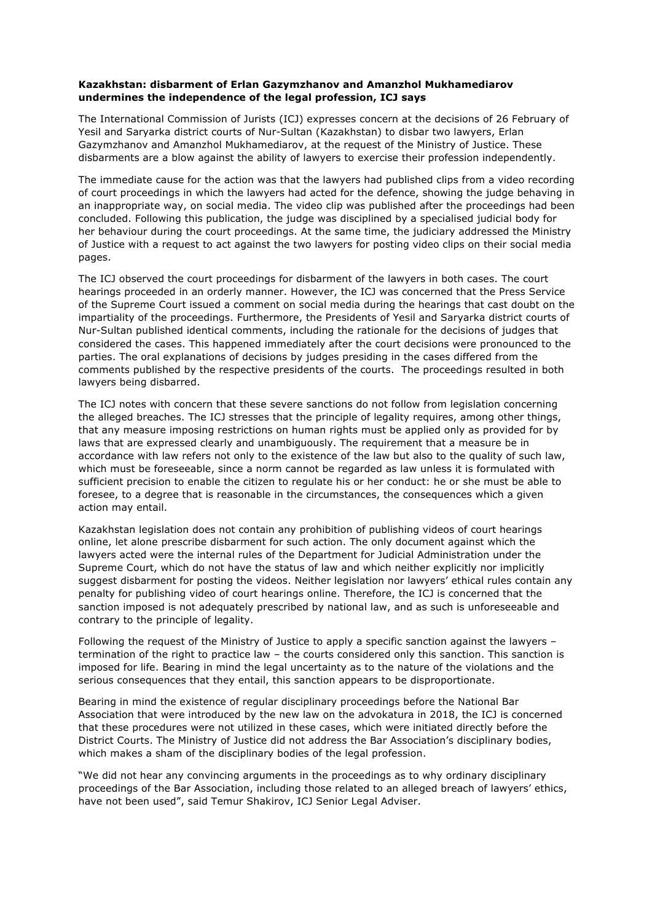**Kazakhstan: disbarment of Erlan Gazymzhanov and Amanzhol Mukhamediarov undermines the independence of the legal profession, ICJ says**

The International Commission of Jurists (ICJ) expresses concern at the decisions of 26 February of Yesil and Saryarka district courts of Nur-Sultan (Kazakhstan) to disbar two lawyers, Erlan Gazymzhanov and Amanzhol Mukhamediarov, at the request of the Ministry of Justice. These disbarments are a blow against the ability of lawyers to exercise their profession independently.

The immediate cause for the action was that the lawyers had published clips from a video recording of court proceedings in which the lawyers had acted for the defence, showing the judge behaving in an inappropriate way, on social media. The video clip was published after the proceedings had been concluded. Following this publication, the judge was disciplined by a specialised judicial body for her behaviour during the court proceedings. At the same time, the judiciary addressed the Ministry of Justice with a request to act against the two lawyers for posting video clips on their social media pages.

The ICJ observed the court proceedings for disbarment of the lawyers in both cases. The court hearings proceeded in an orderly manner. However, the ICJ was concerned that the Press Service of the Supreme Court issued a comment on social media during the hearings that cast doubt on the impartiality of the proceedings. Furthermore, the Presidents of Yesil and Saryarka district courts of Nur-Sultan published identical comments, including the rationale for the decisions of judges that considered the cases. This happened immediately after the court decisions were pronounced to the parties. The oral explanations of decisions by judges presiding in the cases differed from the comments published by the respective presidents of the courts. The proceedings resulted in both lawyers being disbarred.

The ICJ notes with concern that these severe sanctions do not follow from legislation concerning the alleged breaches. The ICJ stresses that the principle of legality requires, among other things, that any measure imposing restrictions on human rights must be applied only as provided for by laws that are expressed clearly and unambiguously. The requirement that a measure be in accordance with law refers not only to the existence of the law but also to the quality of such law, which must be foreseeable, since a norm cannot be regarded as law unless it is formulated with sufficient precision to enable the citizen to regulate his or her conduct: he or she must be able to foresee, to a degree that is reasonable in the circumstances, the consequences which a given action may entail.

Kazakhstan legislation does not contain any prohibition of publishing videos of court hearings online, let alone prescribe disbarment for such action. The only document against which the lawyers acted were the internal rules of the Department for Judicial Administration under the Supreme Court, which do not have the status of law and which neither explicitly nor implicitly suggest disbarment for posting the videos. Neither legislation nor lawyers' ethical rules contain any penalty for publishing video of court hearings online. Therefore, the ICJ is concerned that the sanction imposed is not adequately prescribed by national law, and as such is unforeseeable and contrary to the principle of legality.

Following the request of the Ministry of Justice to apply a specific sanction against the lawyers – termination of the right to practice law – the courts considered only this sanction. This sanction is imposed for life. Bearing in mind the legal uncertainty as to the nature of the violations and the serious consequences that they entail, this sanction appears to be disproportionate.

Bearing in mind the existence of regular disciplinary proceedings before the National Bar Association that were introduced by the new law on the advokatura in 2018, the ICJ is concerned that these procedures were not utilized in these cases, which were initiated directly before the District Courts. The Ministry of Justice did not address the Bar Association's disciplinary bodies, which makes a sham of the disciplinary bodies of the legal profession.

"We did not hear any convincing arguments in the proceedings as to why ordinary disciplinary proceedings of the Bar Association, including those related to an alleged breach of lawyers' ethics, have not been used", said Temur Shakirov, ICJ Senior Legal Adviser.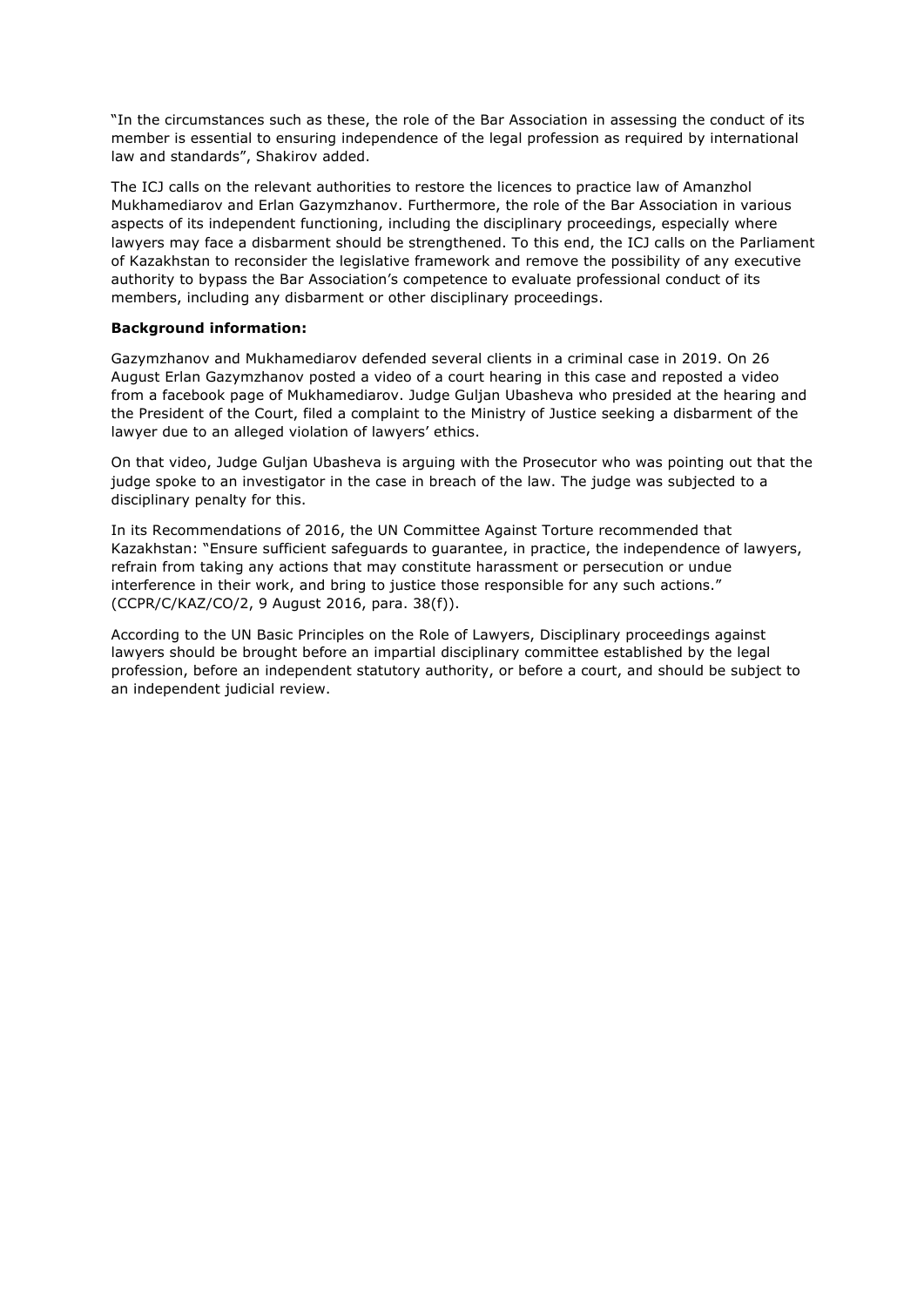"In the circumstances such as these, the role of the Bar Association in assessing the conduct of its member is essential to ensuring independence of the legal profession as required by international law and standards", Shakirov added.

The ICJ calls on the relevant authorities to restore the licences to practice law of Amanzhol Mukhamediarov and Erlan Gazymzhanov. Furthermore, the role of the Bar Association in various aspects of its independent functioning, including the disciplinary proceedings, especially where lawyers may face a disbarment should be strengthened. To this end, the ICJ calls on the Parliament of Kazakhstan to reconsider the legislative framework and remove the possibility of any executive authority to bypass the Bar Association's competence to evaluate professional conduct of its members, including any disbarment or other disciplinary proceedings.

**Background information:**

Gazymzhanov and Mukhamediarov defended several clients in a criminal case in 2019. On 26 August Erlan Gazymzhanov posted a video of a court hearing in this case and reposted a video from a facebook page of Mukhamediarov. Judge Guljan Ubasheva who presided at the hearing and the President of the Court, filed a complaint to the Ministry of Justice seeking a disbarment of the lawyer due to an alleged violation of lawyers' ethics.

On that video, Judge Guljan Ubasheva is arguing with the Prosecutor who was pointing out that the judge spoke to an investigator in the case in breach of the law. The judge was subjected to a disciplinary penalty for this.

In its Recommendations of 2016, the UN Committee Against Torture recommended that Kazakhstan: "Ensure sufficient safeguards to guarantee, in practice, the independence of lawyers, refrain from taking any actions that may constitute harassment or persecution or undue interference in their work, and bring to justice those responsible for any such actions." (CCPR/C/KAZ/CO/2, 9 August 2016, para. 38(f)).

According to the UN Basic Principles on the Role of Lawyers, Disciplinary proceedings against lawyers should be brought before an impartial disciplinary committee established by the legal profession, before an independent statutory authority, or before a court, and should be subject to an independent judicial review.